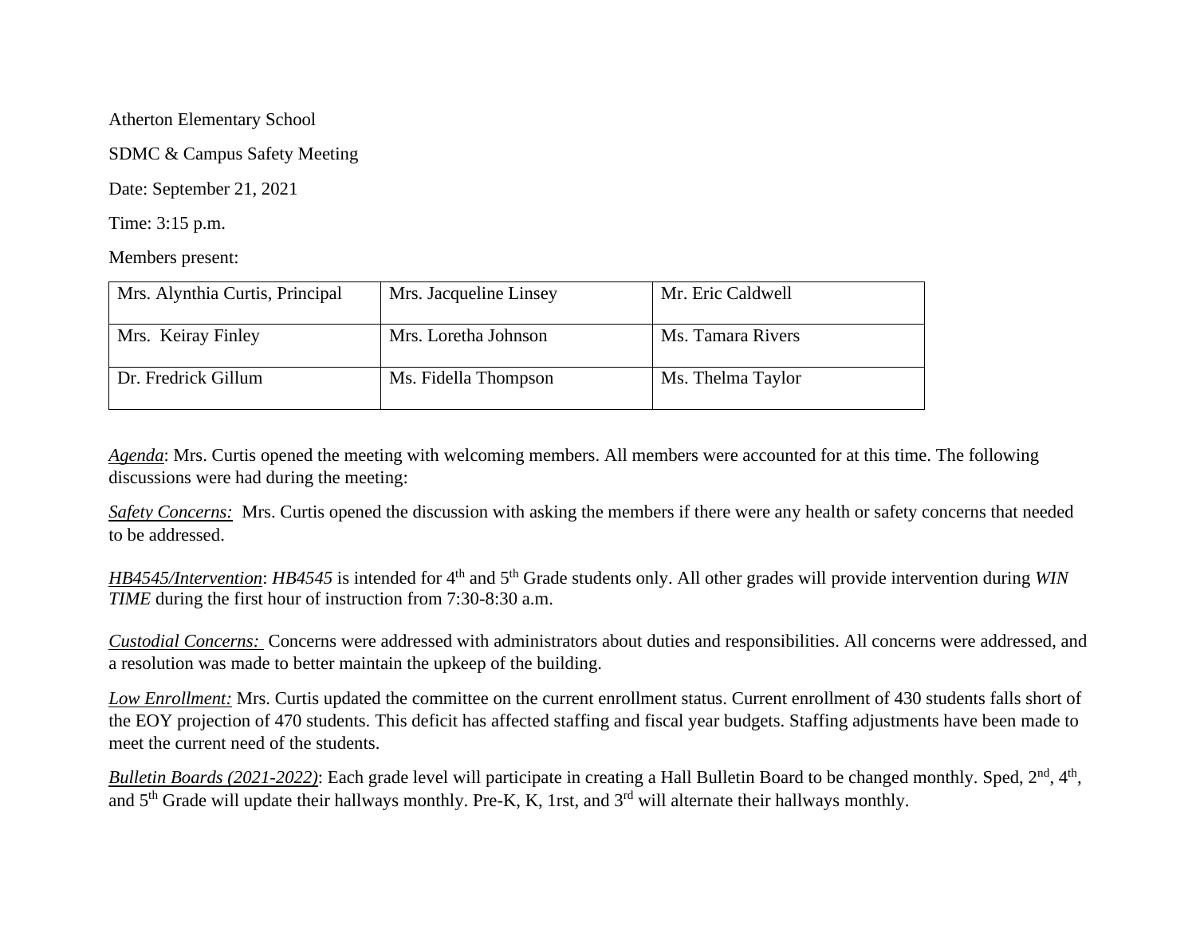Atherton Elementary School

SDMC & Campus Safety Meeting

Date: September 21, 2021

Time: 3:15 p.m.

Members present:

| | | |
|---|---|---|
| Mrs. Alynthia Curtis, Principal | Mrs. Jacqueline Linsey | Mr. Eric Caldwell |
| Mrs. Keiray Finley | Mrs. Loretha Johnson | Ms. Tamara Rivers |
| Dr. Fredrick Gillum | Ms. Fidella Thompson | Ms. Thelma Taylor |

*Agenda*: Mrs. Curtis opened the meeting with welcoming members. All members were accounted for at this time. The following discussions were had during the meeting:

*Safety Concerns:* Mrs. Curtis opened the discussion with asking the members if there were any health or safety concerns that needed to be addressed.

*HB4545/Intervention*: *HB4545* is intended for 4th and 5th Grade students only. All other grades will provide intervention during *WIN TIME* during the first hour of instruction from 7:30-8:30 a.m.

*Custodial Concerns:* Concerns were addressed with administrators about duties and responsibilities. All concerns were addressed, and a resolution was made to better maintain the upkeep of the building.

*Low Enrollment:* Mrs. Curtis updated the committee on the current enrollment status. Current enrollment of 430 students falls short of the EOY projection of 470 students. This deficit has affected staffing and fiscal year budgets. Staffing adjustments have been made to meet the current need of the students.

*Bulletin Boards (2021-2022)*: Each grade level will participate in creating a Hall Bulletin Board to be changed monthly. Sped, 2nd, 4th, and 5th Grade will update their hallways monthly. Pre-K, K, 1rst, and 3rd will alternate their hallways monthly.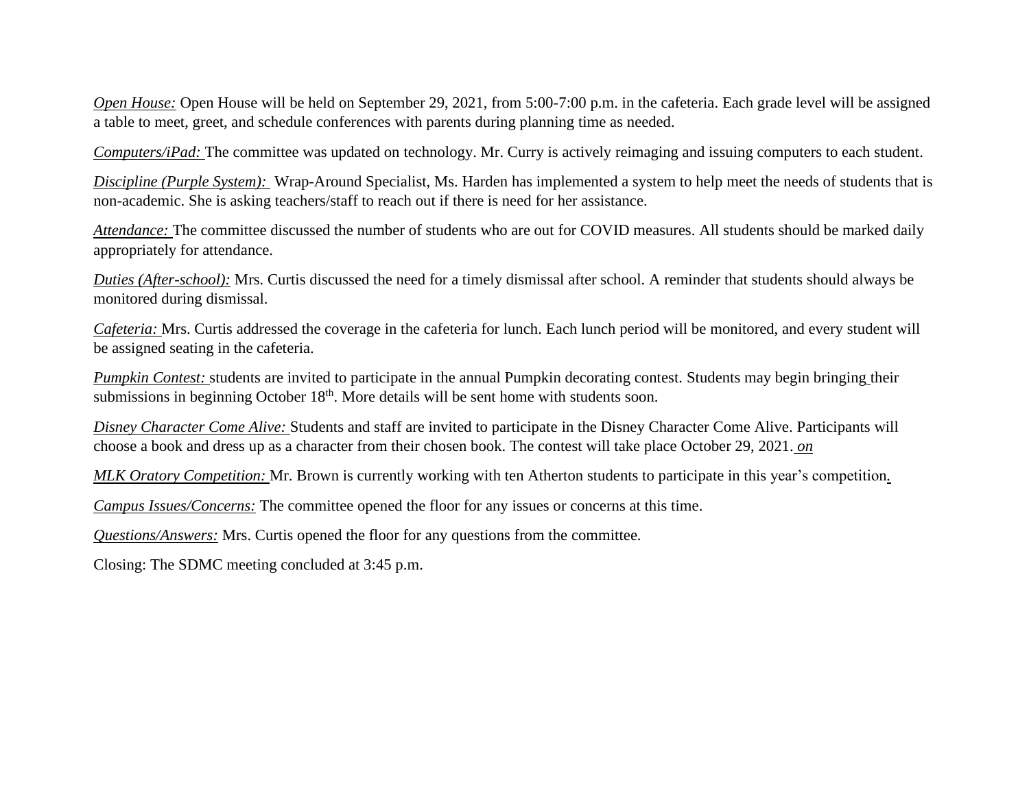*Open House:* Open House will be held on September 29, 2021, from 5:00-7:00 p.m. in the cafeteria. Each grade level will be assigned a table to meet, greet, and schedule conferences with parents during planning time as needed.

*Computers/iPad:* The committee was updated on technology. Mr. Curry is actively reimaging and issuing computers to each student.

*Discipline (Purple System):* Wrap-Around Specialist, Ms. Harden has implemented a system to help meet the needs of students that is non-academic. She is asking teachers/staff to reach out if there is need for her assistance.

*Attendance:* The committee discussed the number of students who are out for COVID measures. All students should be marked daily appropriately for attendance.

*Duties (After-school):* Mrs. Curtis discussed the need for a timely dismissal after school. A reminder that students should always be monitored during dismissal.

*Cafeteria:* Mrs. Curtis addressed the coverage in the cafeteria for lunch. Each lunch period will be monitored, and every student will be assigned seating in the cafeteria.

*Pumpkin Contest:* students are invited to participate in the annual Pumpkin decorating contest. Students may begin bringing their submissions in beginning October 18th. More details will be sent home with students soon.

*Disney Character Come Alive:* Students and staff are invited to participate in the Disney Character Come Alive. Participants will choose a book and dress up as a character from their chosen book. The contest will take place October 29, 2021. *on*

*MLK Oratory Competition:* Mr. Brown is currently working with ten Atherton students to participate in this year's competition.

*Campus Issues/Concerns:* The committee opened the floor for any issues or concerns at this time.

*Questions/Answers:* Mrs. Curtis opened the floor for any questions from the committee.

Closing: The SDMC meeting concluded at 3:45 p.m.